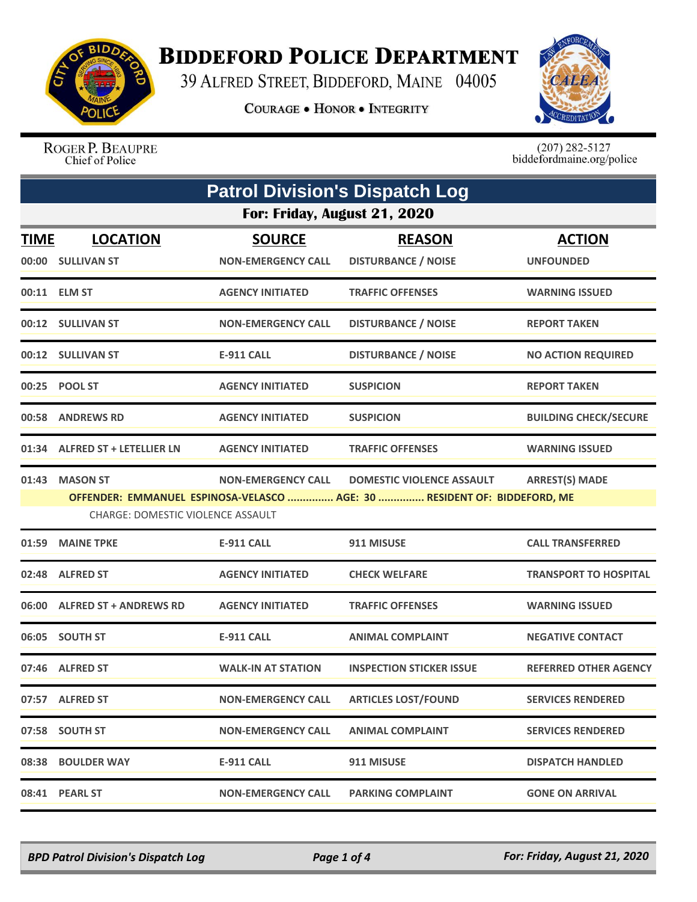# BIDDEFORD POLICE DEPARTMENT

39 ALFRED STREET, BIDDEFORD, MAINE 04005

COURAGE • HONOR • INTEGRITY

ROGER P. BEAUPRE
Chief of Police

(207) 282-5127
biddefordmaine.org/police

## Patrol Division's Dispatch Log

### For: Friday, August 21, 2020

| TIME | LOCATION | SOURCE | REASON | ACTION |
|---|---|---|---|---|
| 00:00 | SULLIVAN ST | NON-EMERGENCY CALL | DISTURBANCE / NOISE | UNFOUNDED |
| 00:11 | ELM ST | AGENCY INITIATED | TRAFFIC OFFENSES | WARNING ISSUED |
| 00:12 | SULLIVAN ST | NON-EMERGENCY CALL | DISTURBANCE / NOISE | REPORT TAKEN |
| 00:12 | SULLIVAN ST | E-911 CALL | DISTURBANCE / NOISE | NO ACTION REQUIRED |
| 00:25 | POOL ST | AGENCY INITIATED | SUSPICION | REPORT TAKEN |
| 00:58 | ANDREWS RD | AGENCY INITIATED | SUSPICION | BUILDING CHECK/SECURE |
| 01:34 | ALFRED ST + LETELLIER LN | AGENCY INITIATED | TRAFFIC OFFENSES | WARNING ISSUED |
| 01:43 | MASON ST | NON-EMERGENCY CALL | DOMESTIC VIOLENCE ASSAULT | ARREST(S) MADE |
| | OFFENDER: EMMANUEL ESPINOSA-VELASCO ............... AGE: 30 ............... RESIDENT OF: BIDDEFORD, ME | | | |
| | CHARGE: DOMESTIC VIOLENCE ASSAULT | | | |
| 01:59 | MAINE TPKE | E-911 CALL | 911 MISUSE | CALL TRANSFERRED |
| 02:48 | ALFRED ST | AGENCY INITIATED | CHECK WELFARE | TRANSPORT TO HOSPITAL |
| 06:00 | ALFRED ST + ANDREWS RD | AGENCY INITIATED | TRAFFIC OFFENSES | WARNING ISSUED |
| 06:05 | SOUTH ST | E-911 CALL | ANIMAL COMPLAINT | NEGATIVE CONTACT |
| 07:46 | ALFRED ST | WALK-IN AT STATION | INSPECTION STICKER ISSUE | REFERRED OTHER AGENCY |
| 07:57 | ALFRED ST | NON-EMERGENCY CALL | ARTICLES LOST/FOUND | SERVICES RENDERED |
| 07:58 | SOUTH ST | NON-EMERGENCY CALL | ANIMAL COMPLAINT | SERVICES RENDERED |
| 08:38 | BOULDER WAY | E-911 CALL | 911 MISUSE | DISPATCH HANDLED |
| 08:41 | PEARL ST | NON-EMERGENCY CALL | PARKING COMPLAINT | GONE ON ARRIVAL |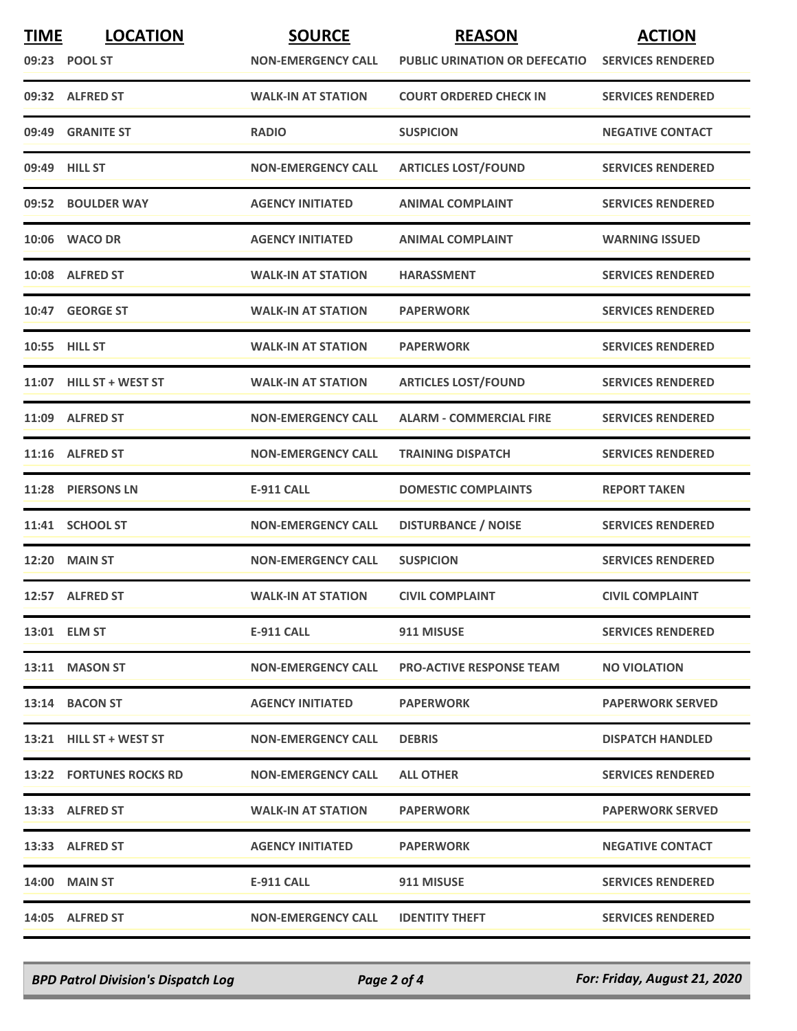| TIME | LOCATION | SOURCE | REASON | ACTION |
|---|---|---|---|---|
| 09:23 | POOL ST | NON-EMERGENCY CALL | PUBLIC URINATION OR DEFECATIO | SERVICES RENDERED |
| 09:32 | ALFRED ST | WALK-IN AT STATION | COURT ORDERED CHECK IN | SERVICES RENDERED |
| 09:49 | GRANITE ST | RADIO | SUSPICION | NEGATIVE CONTACT |
| 09:49 | HILL ST | NON-EMERGENCY CALL | ARTICLES LOST/FOUND | SERVICES RENDERED |
| 09:52 | BOULDER WAY | AGENCY INITIATED | ANIMAL COMPLAINT | SERVICES RENDERED |
| 10:06 | WACO DR | AGENCY INITIATED | ANIMAL COMPLAINT | WARNING ISSUED |
| 10:08 | ALFRED ST | WALK-IN AT STATION | HARASSMENT | SERVICES RENDERED |
| 10:47 | GEORGE ST | WALK-IN AT STATION | PAPERWORK | SERVICES RENDERED |
| 10:55 | HILL ST | WALK-IN AT STATION | PAPERWORK | SERVICES RENDERED |
| 11:07 | HILL ST + WEST ST | WALK-IN AT STATION | ARTICLES LOST/FOUND | SERVICES RENDERED |
| 11:09 | ALFRED ST | NON-EMERGENCY CALL | ALARM - COMMERCIAL FIRE | SERVICES RENDERED |
| 11:16 | ALFRED ST | NON-EMERGENCY CALL | TRAINING DISPATCH | SERVICES RENDERED |
| 11:28 | PIERSONS LN | E-911 CALL | DOMESTIC COMPLAINTS | REPORT TAKEN |
| 11:41 | SCHOOL ST | NON-EMERGENCY CALL | DISTURBANCE / NOISE | SERVICES RENDERED |
| 12:20 | MAIN ST | NON-EMERGENCY CALL | SUSPICION | SERVICES RENDERED |
| 12:57 | ALFRED ST | WALK-IN AT STATION | CIVIL COMPLAINT | CIVIL COMPLAINT |
| 13:01 | ELM ST | E-911 CALL | 911 MISUSE | SERVICES RENDERED |
| 13:11 | MASON ST | NON-EMERGENCY CALL | PRO-ACTIVE RESPONSE TEAM | NO VIOLATION |
| 13:14 | BACON ST | AGENCY INITIATED | PAPERWORK | PAPERWORK SERVED |
| 13:21 | HILL ST + WEST ST | NON-EMERGENCY CALL | DEBRIS | DISPATCH HANDLED |
| 13:22 | FORTUNES ROCKS RD | NON-EMERGENCY CALL | ALL OTHER | SERVICES RENDERED |
| 13:33 | ALFRED ST | WALK-IN AT STATION | PAPERWORK | PAPERWORK SERVED |
| 13:33 | ALFRED ST | AGENCY INITIATED | PAPERWORK | NEGATIVE CONTACT |
| 14:00 | MAIN ST | E-911 CALL | 911 MISUSE | SERVICES RENDERED |
| 14:05 | ALFRED ST | NON-EMERGENCY CALL | IDENTITY THEFT | SERVICES RENDERED |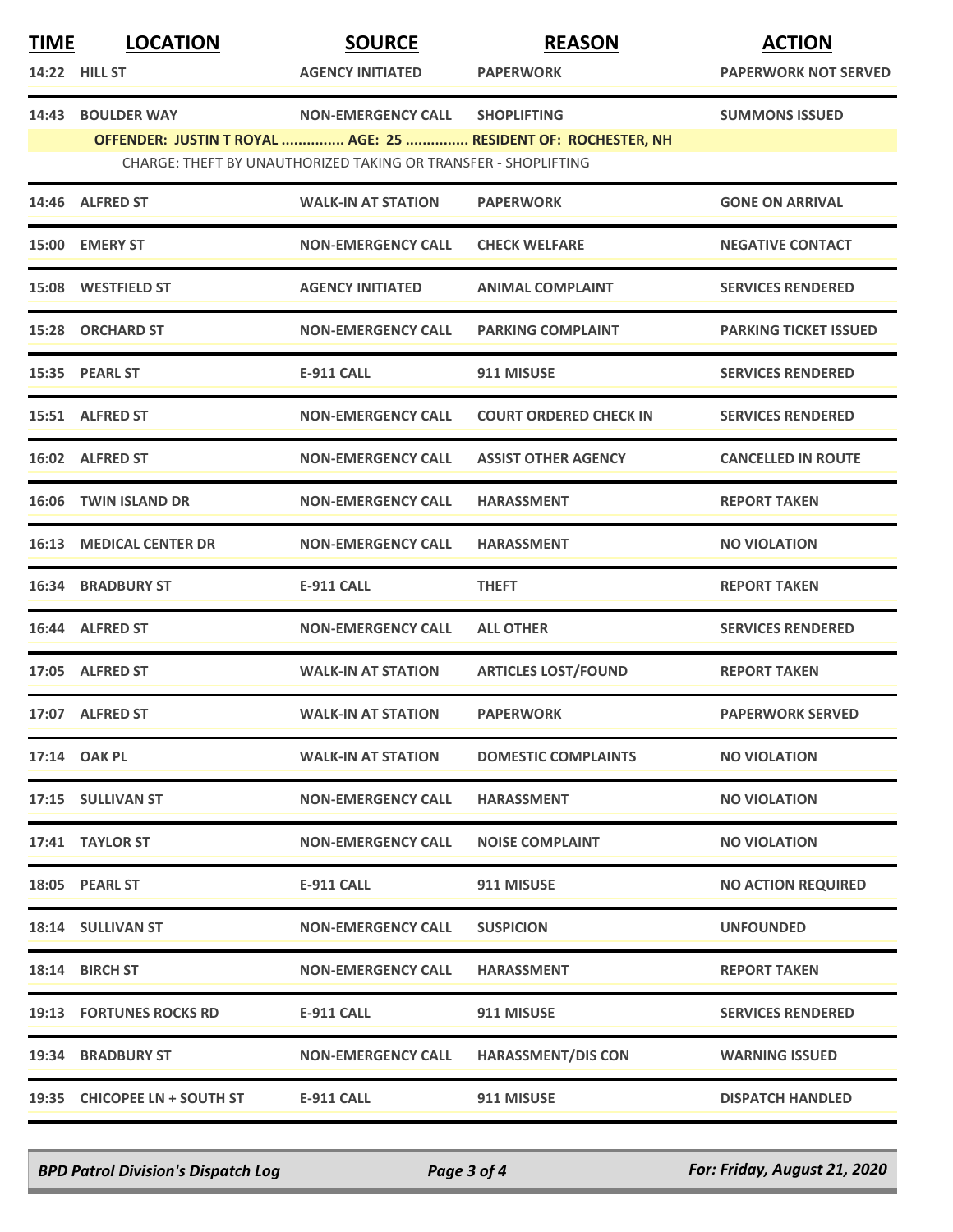| TIME | LOCATION | SOURCE | REASON | ACTION |
|---|---|---|---|---|
| 14:22 | HILL ST | AGENCY INITIATED | PAPERWORK | PAPERWORK NOT SERVED |
| 14:43 | BOULDER WAY | NON-EMERGENCY CALL | SHOPLIFTING | SUMMONS ISSUED |
| | OFFENDER: JUSTIN T ROYAL ............... AGE: 25 ............... RESIDENT OF: ROCHESTER, NH | | | |
| | CHARGE: THEFT BY UNAUTHORIZED TAKING OR TRANSFER - SHOPLIFTING | | | |
| 14:46 | ALFRED ST | WALK-IN AT STATION | PAPERWORK | GONE ON ARRIVAL |
| 15:00 | EMERY ST | NON-EMERGENCY CALL | CHECK WELFARE | NEGATIVE CONTACT |
| 15:08 | WESTFIELD ST | AGENCY INITIATED | ANIMAL COMPLAINT | SERVICES RENDERED |
| 15:28 | ORCHARD ST | NON-EMERGENCY CALL | PARKING COMPLAINT | PARKING TICKET ISSUED |
| 15:35 | PEARL ST | E-911 CALL | 911 MISUSE | SERVICES RENDERED |
| 15:51 | ALFRED ST | NON-EMERGENCY CALL | COURT ORDERED CHECK IN | SERVICES RENDERED |
| 16:02 | ALFRED ST | NON-EMERGENCY CALL | ASSIST OTHER AGENCY | CANCELLED IN ROUTE |
| 16:06 | TWIN ISLAND DR | NON-EMERGENCY CALL | HARASSMENT | REPORT TAKEN |
| 16:13 | MEDICAL CENTER DR | NON-EMERGENCY CALL | HARASSMENT | NO VIOLATION |
| 16:34 | BRADBURY ST | E-911 CALL | THEFT | REPORT TAKEN |
| 16:44 | ALFRED ST | NON-EMERGENCY CALL | ALL OTHER | SERVICES RENDERED |
| 17:05 | ALFRED ST | WALK-IN AT STATION | ARTICLES LOST/FOUND | REPORT TAKEN |
| 17:07 | ALFRED ST | WALK-IN AT STATION | PAPERWORK | PAPERWORK SERVED |
| 17:14 | OAK PL | WALK-IN AT STATION | DOMESTIC COMPLAINTS | NO VIOLATION |
| 17:15 | SULLIVAN ST | NON-EMERGENCY CALL | HARASSMENT | NO VIOLATION |
| 17:41 | TAYLOR ST | NON-EMERGENCY CALL | NOISE COMPLAINT | NO VIOLATION |
| 18:05 | PEARL ST | E-911 CALL | 911 MISUSE | NO ACTION REQUIRED |
| 18:14 | SULLIVAN ST | NON-EMERGENCY CALL | SUSPICION | UNFOUNDED |
| 18:14 | BIRCH ST | NON-EMERGENCY CALL | HARASSMENT | REPORT TAKEN |
| 19:13 | FORTUNES ROCKS RD | E-911 CALL | 911 MISUSE | SERVICES RENDERED |
| 19:34 | BRADBURY ST | NON-EMERGENCY CALL | HARASSMENT/DIS CON | WARNING ISSUED |
| 19:35 | CHICOPEE LN + SOUTH ST | E-911 CALL | 911 MISUSE | DISPATCH HANDLED |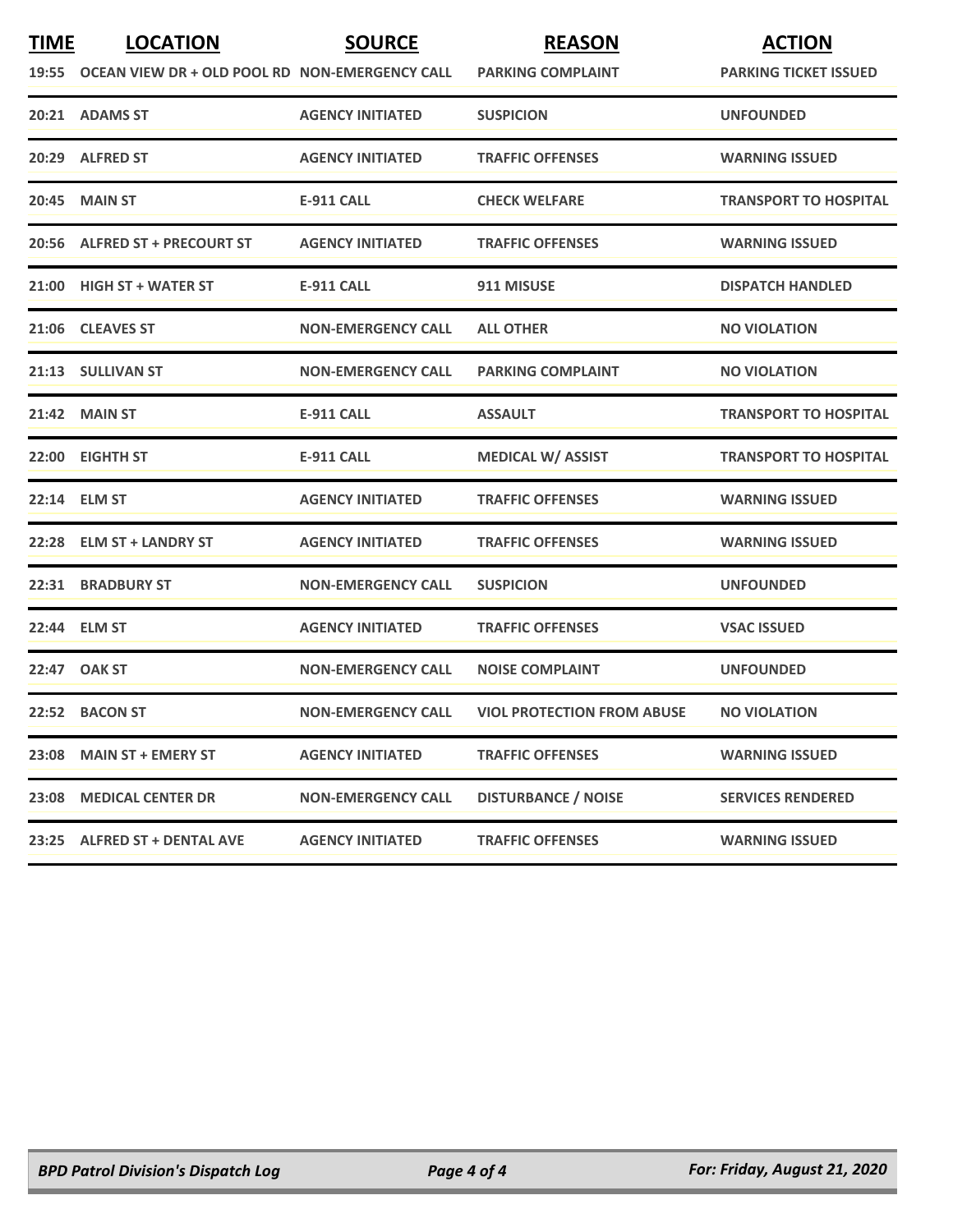| TIME | LOCATION | SOURCE | REASON | ACTION |
|---|---|---|---|---|
| 19:55 | OCEAN VIEW DR + OLD POOL RD | NON-EMERGENCY CALL | PARKING COMPLAINT | PARKING TICKET ISSUED |
| 20:21 | ADAMS ST | AGENCY INITIATED | SUSPICION | UNFOUNDED |
| 20:29 | ALFRED ST | AGENCY INITIATED | TRAFFIC OFFENSES | WARNING ISSUED |
| 20:45 | MAIN ST | E-911 CALL | CHECK WELFARE | TRANSPORT TO HOSPITAL |
| 20:56 | ALFRED ST + PRECOURT ST | AGENCY INITIATED | TRAFFIC OFFENSES | WARNING ISSUED |
| 21:00 | HIGH ST + WATER ST | E-911 CALL | 911 MISUSE | DISPATCH HANDLED |
| 21:06 | CLEAVES ST | NON-EMERGENCY CALL | ALL OTHER | NO VIOLATION |
| 21:13 | SULLIVAN ST | NON-EMERGENCY CALL | PARKING COMPLAINT | NO VIOLATION |
| 21:42 | MAIN ST | E-911 CALL | ASSAULT | TRANSPORT TO HOSPITAL |
| 22:00 | EIGHTH ST | E-911 CALL | MEDICAL W/ ASSIST | TRANSPORT TO HOSPITAL |
| 22:14 | ELM ST | AGENCY INITIATED | TRAFFIC OFFENSES | WARNING ISSUED |
| 22:28 | ELM ST + LANDRY ST | AGENCY INITIATED | TRAFFIC OFFENSES | WARNING ISSUED |
| 22:31 | BRADBURY ST | NON-EMERGENCY CALL | SUSPICION | UNFOUNDED |
| 22:44 | ELM ST | AGENCY INITIATED | TRAFFIC OFFENSES | VSAC ISSUED |
| 22:47 | OAK ST | NON-EMERGENCY CALL | NOISE COMPLAINT | UNFOUNDED |
| 22:52 | BACON ST | NON-EMERGENCY CALL | VIOL PROTECTION FROM ABUSE | NO VIOLATION |
| 23:08 | MAIN ST + EMERY ST | AGENCY INITIATED | TRAFFIC OFFENSES | WARNING ISSUED |
| 23:08 | MEDICAL CENTER DR | NON-EMERGENCY CALL | DISTURBANCE / NOISE | SERVICES RENDERED |
| 23:25 | ALFRED ST + DENTAL AVE | AGENCY INITIATED | TRAFFIC OFFENSES | WARNING ISSUED |